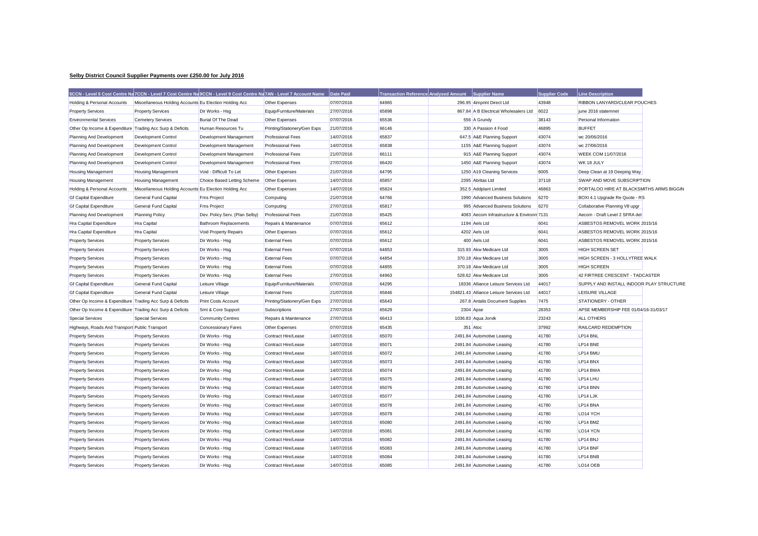## Selby District Council Supplier Payments over £250.00 for July 2016

| 5CCN - Level 5 Cost Centre Na | 7CCN - Level 7 Cost Centre Na | 9CCN - Level 9 Cost Centre Na | 7AN - Level 7 Account Name | Date Paid | Transaction Reference | Analysed Amount | Supplier Name | Supplier Code | Line Description |
|---|---|---|---|---|---|---|---|---|---|
| Holding & Personal Accounts | Miscellaneous Holding Accounts | Eu Election Holding Acc | Other Expenses | 07/07/2016 | 64965 | 296.95 | 4imprint Direct Ltd | 43948 | RIBBON LANYARD/CLEAR POUCHES |
| Property Services | Property Services | Dir Works - Hsg | Equip/Furniture/Materials | 27/07/2016 | 65898 | 867.84 | A B Electrical Wholesalers Ltd | 6022 | june 2016 statemnet |
| Environmental Services | Cemetery Services | Burial Of The Dead | Other Expenses | 07/07/2016 | 65536 | 556 | A Grundy | 38143 | Personal Information |
| Other Op Income & Expenditure | Trading Acc Surp & Deficits | Human Resources Tu | Printing/Stationery/Gen Exps | 21/07/2016 | 66146 | 330 | A Passion 4 Food | 46895 | BUFFET |
| Planning And Development | Development Control | Development Management | Professional Fees | 14/07/2016 | 65837 | 647.5 | A&E Planning Support | 43074 | wc 20/06/2016 |
| Planning And Development | Development Control | Development Management | Professional Fees | 14/07/2016 | 65838 | 1155 | A&E Planning Support | 43074 | wc 27/06/2016 |
| Planning And Development | Development Control | Development Management | Professional Fees | 21/07/2016 | 66111 | 915 | A&E Planning Support | 43074 | WEEK COM 11/07/2016 |
| Planning And Development | Development Control | Development Management | Professional Fees | 27/07/2016 | 66420 | 1450 | A&E Planning Support | 43074 | WK 18 JULY |
| Housing Management | Housing Management | Void - Difficult To Let | Other Expenses | 21/07/2016 | 64795 | 1250 | A19 Cleaning Services | 6005 | Deep Clean at 19 Deeping Way |
| Housing Management | Housing Management | Choice Based Letting Scheme | Other Expenses | 14/07/2016 | 65857 | 2395 | Abritas Ltd | 37118 | SWAP AND MOVE SUBSCRIPTION |
| Holding & Personal Accounts | Miscellaneous Holding Accounts | Eu Election Holding Acc | Other Expenses | 14/07/2016 | 65824 | 352.5 | Addplant Limited | 46863 | PORTALOO HIRE AT BLACKSMITHS ARMS BIGGIN |
| Gf Capital Expenditure | General Fund Capital | Fms Project | Computing | 21/07/2016 | 64766 | 1990 | Advanced Business Solutions | 6270 | BOXI 4.1 Upgrade Re Quote - RS |
| Gf Capital Expenditure | General Fund Capital | Fms Project | Computing | 27/07/2016 | 65817 | 995 | Advanced Business Solutions | 6270 | Collaborative Planning V8 upgr |
| Planning And Development | Planning Policy | Dev. Policy Serv. (Plan Selby) | Professional Fees | 21/07/2016 | 65425 | 4083 | Aecom Infrastructure & Environm | 7131 | Aecom - Draft Level 2 SFRA del |
| Hra Capital Expenditure | Hra Capital | Bathroom Replacements | Repairs & Maintenance | 07/07/2016 | 65612 | 1194 | Aels Ltd | 6041 | ASBESTOS REMOVEL WORK 2015/16 |
| Hra Capital Expenditure | Hra Capital | Void Property Repairs | Other Expenses | 07/07/2016 | 65612 | 4202 | Aels Ltd | 6041 | ASBESTOS REMOVEL WORK 2015/16 |
| Property Services | Property Services | Dir Works - Hsg | External Fees | 07/07/2016 | 65612 | 400 | Aels Ltd | 6041 | ASBESTOS REMOVEL WORK 2015/16 |
| Property Services | Property Services | Dir Works - Hsg | External Fees | 07/07/2016 | 64853 | 315.93 | Akw Medicare Ltd | 3005 | HIGH SCREEN SET |
| Property Services | Property Services | Dir Works - Hsg | External Fees | 07/07/2016 | 64854 | 370.18 | Akw Medicare Ltd | 3005 | HIGH SCREEN - 3 HOLLYTREE WALK |
| Property Services | Property Services | Dir Works - Hsg | External Fees | 07/07/2016 | 64855 | 370.18 | Akw Medicare Ltd | 3005 | HIGH SCREEN |
| Property Services | Property Services | Dir Works - Hsg | External Fees | 27/07/2016 | 64963 | 528.62 | Akw Medicare Ltd | 3005 | 42 FIRTREE CRESCENT - TADCASTER |
| Gf Capital Expenditure | General Fund Capital | Leisure Village | Equip/Furniture/Materials | 07/07/2016 | 64295 | 18336 | Alliance Leisure Services Ltd | 44017 | SUPPLY AND INSTALL INDOOR PLAY STRUCTURE |
| Gf Capital Expenditure | General Fund Capital | Leisure Village | External Fees | 21/07/2016 | 65846 | 154821.43 | Alliance Leisure Services Ltd | 44017 | LEISURE VILLAGE |
| Other Op Income & Expenditure | Trading Acc Surp & Deficits | Print Costs Account | Printing/Stationery/Gen Exps | 27/07/2016 | 65643 | 267.8 | Antalis Document Supplies | 7475 | STATIONERY - OTHER |
| Other Op Income & Expenditure | Trading Acc Surp & Deficits | Smt & Core Support | Subscriptions | 27/07/2016 | 65629 | 2304 | Apse | 28353 | APSE MEMBERSHIP FEE 01/04/16-31/03/17 |
| Special Services | Special Services | Community Centres | Repairs & Maintenance | 27/07/2016 | 66413 | 1036.83 | Aqua Jorvik | 23243 | ALL OTHERS |
| Highways, Roads And Transport | Public Transport | Concessionary Fares | Other Expenses | 07/07/2016 | 65435 | 351 | Atoc | 37992 | RAILCARD REDEMPTION |
| Property Services | Property Services | Dir Works - Hsg | Contract Hire/Lease | 14/07/2016 | 65070 | 2491.84 | Automotive Leasing | 41780 | LP14 BNL |
| Property Services | Property Services | Dir Works - Hsg | Contract Hire/Lease | 14/07/2016 | 65071 | 2491.84 | Automotive Leasing | 41780 | LP14 BNE |
| Property Services | Property Services | Dir Works - Hsg | Contract Hire/Lease | 14/07/2016 | 65072 | 2491.84 | Automotive Leasing | 41780 | LP14 BMU |
| Property Services | Property Services | Dir Works - Hsg | Contract Hire/Lease | 14/07/2016 | 65073 | 2491.84 | Automotive Leasing | 41780 | LP14 BNX |
| Property Services | Property Services | Dir Works - Hsg | Contract Hire/Lease | 14/07/2016 | 65074 | 2491.84 | Automotive Leasing | 41780 | LP14 BWA |
| Property Services | Property Services | Dir Works - Hsg | Contract Hire/Lease | 14/07/2016 | 65075 | 2491.84 | Automotive Leasing | 41780 | LP14 LHU |
| Property Services | Property Services | Dir Works - Hsg | Contract Hire/Lease | 14/07/2016 | 65076 | 2491.84 | Automotive Leasing | 41780 | LP14 BNN |
| Property Services | Property Services | Dir Works - Hsg | Contract Hire/Lease | 14/07/2016 | 65077 | 2491.84 | Automotive Leasing | 41780 | LP14 LJK |
| Property Services | Property Services | Dir Works - Hsg | Contract Hire/Lease | 14/07/2016 | 65078 | 2491.84 | Automotive Leasing | 41780 | LP14 BNA |
| Property Services | Property Services | Dir Works - Hsg | Contract Hire/Lease | 14/07/2016 | 65079 | 2491.84 | Automotive Leasing | 41780 | LO14 YCH |
| Property Services | Property Services | Dir Works - Hsg | Contract Hire/Lease | 14/07/2016 | 65080 | 2491.84 | Automotive Leasing | 41780 | LP14 BMZ |
| Property Services | Property Services | Dir Works - Hsg | Contract Hire/Lease | 14/07/2016 | 65081 | 2491.84 | Automotive Leasing | 41780 | LO14 YCN |
| Property Services | Property Services | Dir Works - Hsg | Contract Hire/Lease | 14/07/2016 | 65082 | 2491.84 | Automotive Leasing | 41780 | LP14 BNJ |
| Property Services | Property Services | Dir Works - Hsg | Contract Hire/Lease | 14/07/2016 | 65083 | 2491.84 | Automotive Leasing | 41780 | LP14 BNF |
| Property Services | Property Services | Dir Works - Hsg | Contract Hire/Lease | 14/07/2016 | 65084 | 2491.84 | Automotive Leasing | 41780 | LP14 BNB |
| Property Services | Property Services | Dir Works - Hsg | Contract Hire/Lease | 14/07/2016 | 65085 | 2491.84 | Automotive Leasing | 41780 | LO14 OEB |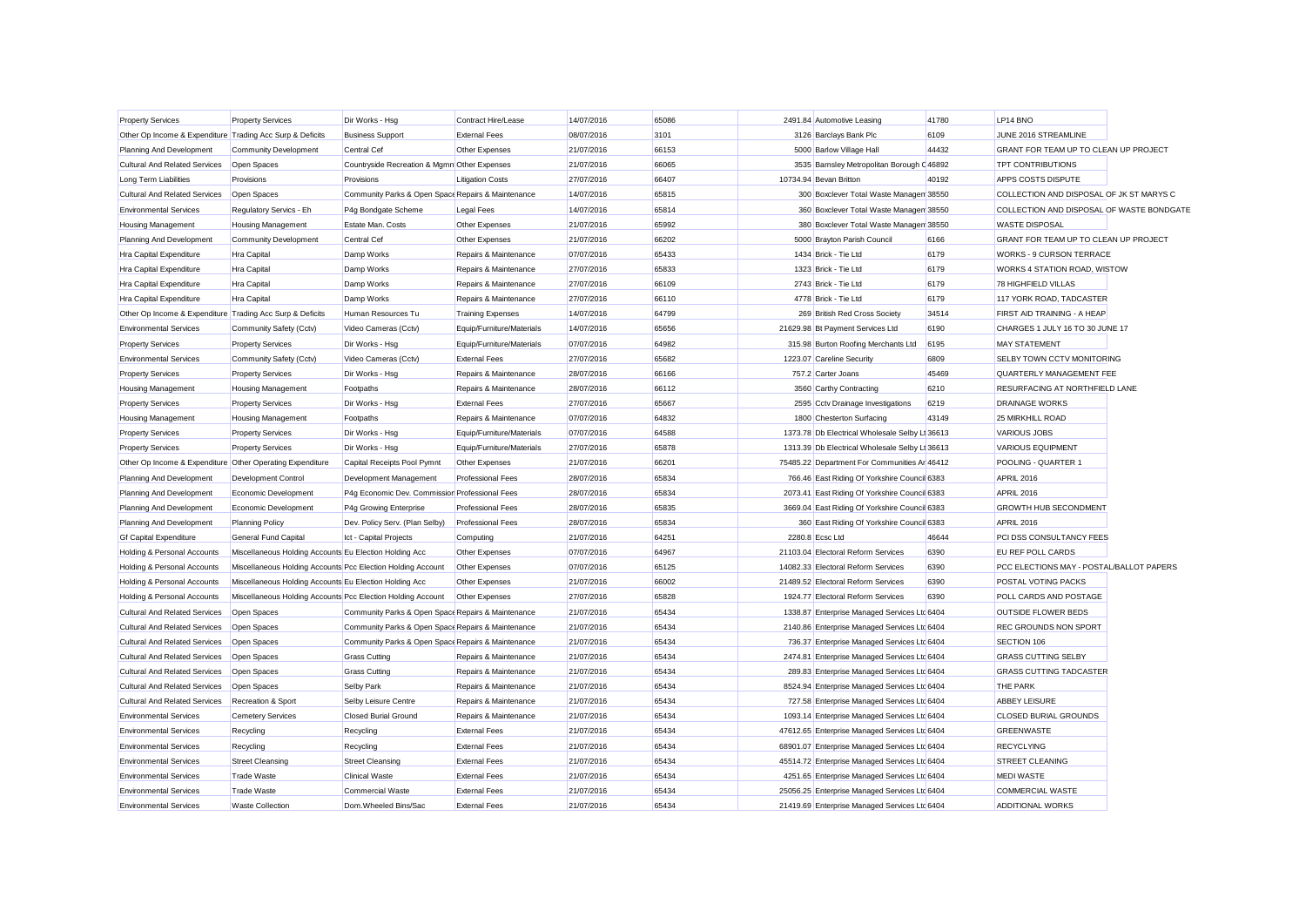| | | | | | | | | | |
|---|---|---|---|---|---|---|---|---|---|
| Property Services | Property Services | Dir Works - Hsg | Contract Hire/Lease | 14/07/2016 | 65086 | 2491.84 | Automotive Leasing | 41780 | LP14 BNO |
| Other Op Income & Expenditure | Trading Acc Surp & Deficits | Business Support | External Fees | 08/07/2016 | 3101 | 3126 | Barclays Bank Plc | 6109 | JUNE 2016 STREAMLINE |
| Planning And Development | Community Development | Central Cef | Other Expenses | 21/07/2016 | 66153 | 5000 | Barlow Village Hall | 44432 | GRANT FOR TEAM UP TO CLEAN UP PROJECT |
| Cultural And Related Services | Open Spaces | Countryside Recreation & Mgmn | Other Expenses | 21/07/2016 | 66065 | 3535 | Barnsley Metropolitan Borough C | 46892 | TPT CONTRIBUTIONS |
| Long Term Liabilities | Provisions | Provisions | Litigation Costs | 27/07/2016 | 66407 | 10734.94 | Bevan Britton | 40192 | APPS COSTS DISPUTE |
| Cultural And Related Services | Open Spaces | Community Parks & Open Space | Repairs & Maintenance | 14/07/2016 | 65815 | 300 | Boxclever Total Waste Managem | 38550 | COLLECTION AND DISPOSAL OF JK ST MARYS C |
| Environmental Services | Regulatory Servics - Eh | P4g Bondgate Scheme | Legal Fees | 14/07/2016 | 65814 | 360 | Boxclever Total Waste Managem | 38550 | COLLECTION AND DISPOSAL OF WASTE BONDGATE |
| Housing Management | Housing Management | Estate Man. Costs | Other Expenses | 21/07/2016 | 65992 | 380 | Boxclever Total Waste Managem | 38550 | WASTE DISPOSAL |
| Planning And Development | Community Development | Central Cef | Other Expenses | 21/07/2016 | 66202 | 5000 | Brayton Parish Council | 6166 | GRANT FOR TEAM UP TO CLEAN UP PROJECT |
| Hra Capital Expenditure | Hra Capital | Damp Works | Repairs & Maintenance | 07/07/2016 | 65433 | 1434 | Brick - Tie Ltd | 6179 | WORKS - 9 CURSON TERRACE |
| Hra Capital Expenditure | Hra Capital | Damp Works | Repairs & Maintenance | 27/07/2016 | 65833 | 1323 | Brick - Tie Ltd | 6179 | WORKS 4 STATION ROAD, WISTOW |
| Hra Capital Expenditure | Hra Capital | Damp Works | Repairs & Maintenance | 27/07/2016 | 66109 | 2743 | Brick - Tie Ltd | 6179 | 78 HIGHFIELD VILLAS |
| Hra Capital Expenditure | Hra Capital | Damp Works | Repairs & Maintenance | 27/07/2016 | 66110 | 4778 | Brick - Tie Ltd | 6179 | 117 YORK ROAD, TADCASTER |
| Other Op Income & Expenditure | Trading Acc Surp & Deficits | Human Resources Tu | Training Expenses | 14/07/2016 | 64799 | 269 | British Red Cross Society | 34514 | FIRST AID TRAINING - A HEAP |
| Environmental Services | Community Safety (Cctv) | Video Cameras (Cctv) | Equip/Furniture/Materials | 14/07/2016 | 65656 | 21629.98 | Bt Payment Services Ltd | 6190 | CHARGES 1 JULY 16 TO 30 JUNE 17 |
| Property Services | Property Services | Dir Works - Hsg | Equip/Furniture/Materials | 07/07/2016 | 64982 | 315.98 | Burton Roofing Merchants Ltd | 6195 | MAY STATEMENT |
| Environmental Services | Community Safety (Cctv) | Video Cameras (Cctv) | External Fees | 27/07/2016 | 65682 | 1223.07 | Careline Security | 6809 | SELBY TOWN CCTV MONITORING |
| Property Services | Property Services | Dir Works - Hsg | Repairs & Maintenance | 28/07/2016 | 66166 | 757.2 | Carter Joans | 45469 | QUARTERLY MANAGEMENT FEE |
| Housing Management | Housing Management | Footpaths | Repairs & Maintenance | 28/07/2016 | 66112 | 3560 | Carthy Contracting | 6210 | RESURFACING AT NORTHFIELD LANE |
| Property Services | Property Services | Dir Works - Hsg | External Fees | 27/07/2016 | 65667 | 2595 | Cctv Drainage Investigations | 6219 | DRAINAGE WORKS |
| Housing Management | Housing Management | Footpaths | Repairs & Maintenance | 07/07/2016 | 64832 | 1800 | Chesterton Surfacing | 43149 | 25 MIRKHILL ROAD |
| Property Services | Property Services | Dir Works - Hsg | Equip/Furniture/Materials | 07/07/2016 | 64588 | 1373.78 | Db Electrical Wholesale Selby Lt | 36613 | VARIOUS JOBS |
| Property Services | Property Services | Dir Works - Hsg | Equip/Furniture/Materials | 27/07/2016 | 65878 | 1313.39 | Db Electrical Wholesale Selby Lt | 36613 | VARIOUS EQUIPMENT |
| Other Op Income & Expenditure | Other Operating Expenditure | Capital Receipts Pool Pymnt | Other Expenses | 21/07/2016 | 66201 | 75485.22 | Department For Communities Ar | 46412 | POOLING - QUARTER 1 |
| Planning And Development | Development Control | Development Management | Professional Fees | 28/07/2016 | 65834 | 766.46 | East Riding Of Yorkshire Council | 6383 | APRIL 2016 |
| Planning And Development | Economic Development | P4g Economic Dev. Commission | Professional Fees | 28/07/2016 | 65834 | 2073.41 | East Riding Of Yorkshire Council | 6383 | APRIL 2016 |
| Planning And Development | Economic Development | P4g Growing Enterprise | Professional Fees | 28/07/2016 | 65835 | 3669.04 | East Riding Of Yorkshire Council | 6383 | GROWTH HUB SECONDMENT |
| Planning And Development | Planning Policy | Dev. Policy Serv. (Plan Selby) | Professional Fees | 28/07/2016 | 65834 | 360 | East Riding Of Yorkshire Council | 6383 | APRIL 2016 |
| Gf Capital Expenditure | General Fund Capital | Ict - Capital Projects | Computing | 21/07/2016 | 64251 | 2280.8 | Ecsc Ltd | 46644 | PCI DSS CONSULTANCY FEES |
| Holding & Personal Accounts | Miscellaneous Holding Accounts | Eu Election Holding Acc | Other Expenses | 07/07/2016 | 64967 | 21103.04 | Electoral Reform Services | 6390 | EU REF POLL CARDS |
| Holding & Personal Accounts | Miscellaneous Holding Accounts | Pcc Election Holding Account | Other Expenses | 07/07/2016 | 65125 | 14082.33 | Electoral Reform Services | 6390 | PCC ELECTIONS MAY - POSTAL/BALLOT PAPERS |
| Holding & Personal Accounts | Miscellaneous Holding Accounts | Eu Election Holding Acc | Other Expenses | 21/07/2016 | 66002 | 21489.52 | Electoral Reform Services | 6390 | POSTAL VOTING PACKS |
| Holding & Personal Accounts | Miscellaneous Holding Accounts | Pcc Election Holding Account | Other Expenses | 27/07/2016 | 65828 | 1924.77 | Electoral Reform Services | 6390 | POLL CARDS AND POSTAGE |
| Cultural And Related Services | Open Spaces | Community Parks & Open Space | Repairs & Maintenance | 21/07/2016 | 65434 | 1338.87 | Enterprise Managed Services Ltd | 6404 | OUTSIDE FLOWER BEDS |
| Cultural And Related Services | Open Spaces | Community Parks & Open Space | Repairs & Maintenance | 21/07/2016 | 65434 | 2140.86 | Enterprise Managed Services Ltd | 6404 | REC GROUNDS NON SPORT |
| Cultural And Related Services | Open Spaces | Community Parks & Open Space | Repairs & Maintenance | 21/07/2016 | 65434 | 736.37 | Enterprise Managed Services Ltd | 6404 | SECTION 106 |
| Cultural And Related Services | Open Spaces | Grass Cutting | Repairs & Maintenance | 21/07/2016 | 65434 | 2474.81 | Enterprise Managed Services Ltd | 6404 | GRASS CUTTING SELBY |
| Cultural And Related Services | Open Spaces | Grass Cutting | Repairs & Maintenance | 21/07/2016 | 65434 | 289.83 | Enterprise Managed Services Ltd | 6404 | GRASS CUTTING TADCASTER |
| Cultural And Related Services | Open Spaces | Selby Park | Repairs & Maintenance | 21/07/2016 | 65434 | 8524.94 | Enterprise Managed Services Ltd | 6404 | THE PARK |
| Cultural And Related Services | Recreation & Sport | Selby Leisure Centre | Repairs & Maintenance | 21/07/2016 | 65434 | 727.58 | Enterprise Managed Services Ltd | 6404 | ABBEY LEISURE |
| Environmental Services | Cemetery Services | Closed Burial Ground | Repairs & Maintenance | 21/07/2016 | 65434 | 1093.14 | Enterprise Managed Services Ltd | 6404 | CLOSED BURIAL GROUNDS |
| Environmental Services | Recycling | Recycling | External Fees | 21/07/2016 | 65434 | 47612.65 | Enterprise Managed Services Ltd | 6404 | GREENWASTE |
| Environmental Services | Recycling | Recycling | External Fees | 21/07/2016 | 65434 | 68901.07 | Enterprise Managed Services Ltd | 6404 | RECYCLYING |
| Environmental Services | Street Cleansing | Street Cleansing | External Fees | 21/07/2016 | 65434 | 45514.72 | Enterprise Managed Services Ltd | 6404 | STREET CLEANING |
| Environmental Services | Trade Waste | Clinical Waste | External Fees | 21/07/2016 | 65434 | 4251.65 | Enterprise Managed Services Ltd | 6404 | MEDI WASTE |
| Environmental Services | Trade Waste | Commercial Waste | External Fees | 21/07/2016 | 65434 | 25056.25 | Enterprise Managed Services Ltd | 6404 | COMMERCIAL WASTE |
| Environmental Services | Waste Collection | Dom.Wheeled Bins/Sac | External Fees | 21/07/2016 | 65434 | 21419.69 | Enterprise Managed Services Ltd | 6404 | ADDITIONAL WORKS |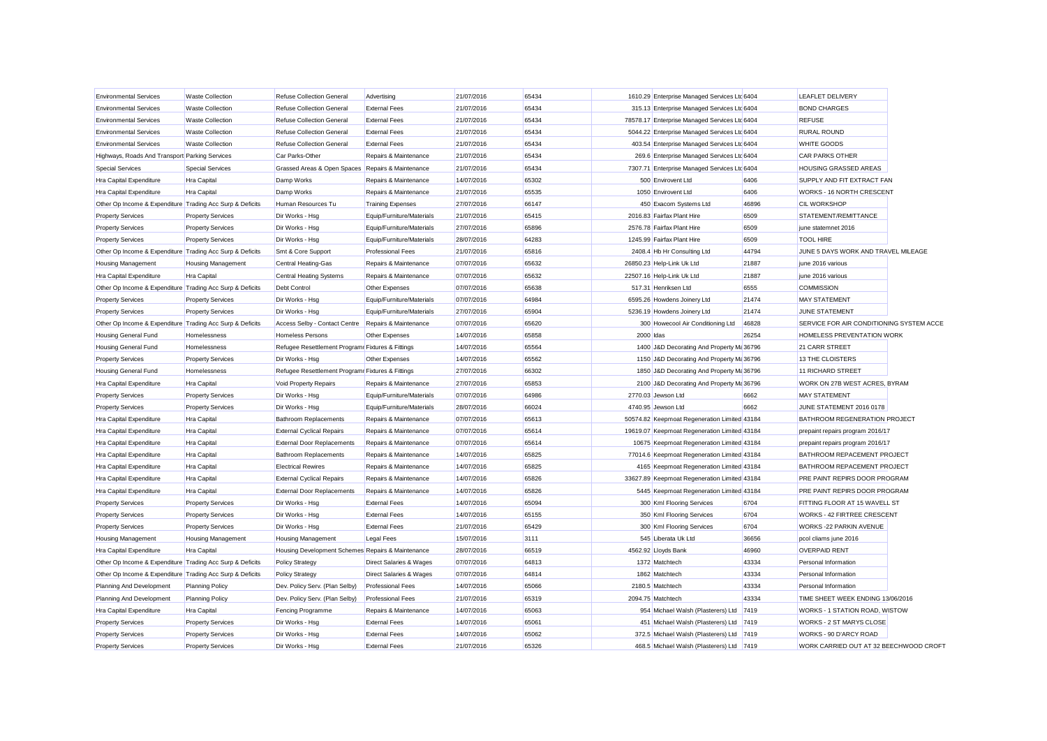| | | | | | | | | | |
|---|---|---|---|---|---|---|---|---|---|
| Environmental Services | Waste Collection | Refuse Collection General | Advertising | 21/07/2016 | 65434 | 1610.29 | Enterprise Managed Services Ltd | 6404 | LEAFLET DELIVERY |
| Environmental Services | Waste Collection | Refuse Collection General | External Fees | 21/07/2016 | 65434 | 315.13 | Enterprise Managed Services Ltd | 6404 | BOND CHARGES |
| Environmental Services | Waste Collection | Refuse Collection General | External Fees | 21/07/2016 | 65434 | 78578.17 | Enterprise Managed Services Ltd | 6404 | REFUSE |
| Environmental Services | Waste Collection | Refuse Collection General | External Fees | 21/07/2016 | 65434 | 5044.22 | Enterprise Managed Services Ltd | 6404 | RURAL ROUND |
| Environmental Services | Waste Collection | Refuse Collection General | External Fees | 21/07/2016 | 65434 | 403.54 | Enterprise Managed Services Ltd | 6404 | WHITE GOODS |
| Highways, Roads And Transport | Parking Services | Car Parks-Other | Repairs & Maintenance | 21/07/2016 | 65434 | 269.6 | Enterprise Managed Services Ltd | 6404 | CAR PARKS OTHER |
| Special Services | Special Services | Grassed Areas & Open Spaces | Repairs & Maintenance | 21/07/2016 | 65434 | 7307.71 | Enterprise Managed Services Ltd | 6404 | HOUSING GRASSED AREAS |
| Hra Capital Expenditure | Hra Capital | Damp Works | Repairs & Maintenance | 14/07/2016 | 65302 | 500 | Envirovent Ltd | 6406 | SUPPLY AND FIT EXTRACT FAN |
| Hra Capital Expenditure | Hra Capital | Damp Works | Repairs & Maintenance | 21/07/2016 | 65535 | 1050 | Envirovent Ltd | 6406 | WORKS - 16 NORTH CRESCENT |
| Other Op Income & Expenditure | Trading Acc Surp & Deficits | Human Resources Tu | Training Expenses | 27/07/2016 | 66147 | 450 | Exacom Systems Ltd | 46896 | CIL WORKSHOP |
| Property Services | Property Services | Dir Works - Hsg | Equip/Furniture/Materials | 21/07/2016 | 65415 | 2016.83 | Fairfax Plant Hire | 6509 | STATEMENT/REMITTANCE |
| Property Services | Property Services | Dir Works - Hsg | Equip/Furniture/Materials | 27/07/2016 | 65896 | 2576.78 | Fairfax Plant Hire | 6509 | june statemnet 2016 |
| Property Services | Property Services | Dir Works - Hsg | Equip/Furniture/Materials | 28/07/2016 | 64283 | 1245.99 | Fairfax Plant Hire | 6509 | TOOL HIRE |
| Other Op Income & Expenditure | Trading Acc Surp & Deficits | Smt & Core Support | Professional Fees | 21/07/2016 | 65816 | 2408.4 | Hb Hr Consulting Ltd | 44794 | JUNE 5 DAYS WORK AND TRAVEL MILEAGE |
| Housing Management | Housing Management | Central Heating-Gas | Repairs & Maintenance | 07/07/2016 | 65632 | 26850.23 | Help-Link Uk Ltd | 21887 | june 2016 various |
| Hra Capital Expenditure | Hra Capital | Central Heating Systems | Repairs & Maintenance | 07/07/2016 | 65632 | 22507.16 | Help-Link Uk Ltd | 21887 | june 2016 various |
| Other Op Income & Expenditure | Trading Acc Surp & Deficits | Debt Control | Other Expenses | 07/07/2016 | 65638 | 517.31 | Henriksen Ltd | 6555 | COMMISSION |
| Property Services | Property Services | Dir Works - Hsg | Equip/Furniture/Materials | 07/07/2016 | 64984 | 6595.26 | Howdens Joinery Ltd | 21474 | MAY STATEMENT |
| Property Services | Property Services | Dir Works - Hsg | Equip/Furniture/Materials | 27/07/2016 | 65904 | 5236.19 | Howdens Joinery Ltd | 21474 | JUNE STATEMENT |
| Other Op Income & Expenditure | Trading Acc Surp & Deficits | Access Selby - Contact Centre | Repairs & Maintenance | 07/07/2016 | 65620 | 300 | Howecool Air Conditioning Ltd | 46828 | SERVICE FOR AIR CONDITIONING SYSTEM ACCE |
| Housing General Fund | Homelessness | Homeless Persons | Other Expenses | 14/07/2016 | 65858 | 2000 | Idas | 26254 | HOMELESS PREVENTATION WORK |
| Housing General Fund | Homelessness | Refugee Resettlement Programr | Fixtures & Fittings | 14/07/2016 | 65564 | 1400 | J&D Decorating And Property Ma | 36796 | 21 CARR STREET |
| Property Services | Property Services | Dir Works - Hsg | Other Expenses | 14/07/2016 | 65562 | 1150 | J&D Decorating And Property Ma | 36796 | 13 THE CLOISTERS |
| Housing General Fund | Homelessness | Refugee Resettlement Programr | Fixtures & Fittings | 27/07/2016 | 66302 | 1850 | J&D Decorating And Property Ma | 36796 | 11 RICHARD STREET |
| Hra Capital Expenditure | Hra Capital | Void Property Repairs | Repairs & Maintenance | 27/07/2016 | 65853 | 2100 | J&D Decorating And Property Ma | 36796 | WORK ON 27B WEST ACRES, BYRAM |
| Property Services | Property Services | Dir Works - Hsg | Equip/Furniture/Materials | 07/07/2016 | 64986 | 2770.03 | Jewson Ltd | 6662 | MAY STATEMENT |
| Property Services | Property Services | Dir Works - Hsg | Equip/Furniture/Materials | 28/07/2016 | 66024 | 4740.95 | Jewson Ltd | 6662 | JUNE STATEMENT 2016 0178 |
| Hra Capital Expenditure | Hra Capital | Bathroom Replacements | Repairs & Maintenance | 07/07/2016 | 65613 | 50574.82 | Keepmoat Regeneration Limited | 43184 | BATHROOM REGENERATION PROJECT |
| Hra Capital Expenditure | Hra Capital | External Cyclical Repairs | Repairs & Maintenance | 07/07/2016 | 65614 | 19619.07 | Keepmoat Regeneration Limited | 43184 | prepaint repairs program 2016/17 |
| Hra Capital Expenditure | Hra Capital | External Door Replacements | Repairs & Maintenance | 07/07/2016 | 65614 | 10675 | Keepmoat Regeneration Limited | 43184 | prepaint repairs program 2016/17 |
| Hra Capital Expenditure | Hra Capital | Bathroom Replacements | Repairs & Maintenance | 14/07/2016 | 65825 | 77014.6 | Keepmoat Regeneration Limited | 43184 | BATHROOM REPACEMENT PROJECT |
| Hra Capital Expenditure | Hra Capital | Electrical Rewires | Repairs & Maintenance | 14/07/2016 | 65825 | 4165 | Keepmoat Regeneration Limited | 43184 | BATHROOM REPACEMENT PROJECT |
| Hra Capital Expenditure | Hra Capital | External Cyclical Repairs | Repairs & Maintenance | 14/07/2016 | 65826 | 33627.89 | Keepmoat Regeneration Limited | 43184 | PRE PAINT REPIRS DOOR PROGRAM |
| Hra Capital Expenditure | Hra Capital | External Door Replacements | Repairs & Maintenance | 14/07/2016 | 65826 | 5445 | Keepmoat Regeneration Limited | 43184 | PRE PAINT REPIRS DOOR PROGRAM |
| Property Services | Property Services | Dir Works - Hsg | External Fees | 14/07/2016 | 65094 | 300 | Kml Flooring Services | 6704 | FITTING FLOOR AT 15 WAVELL ST |
| Property Services | Property Services | Dir Works - Hsg | External Fees | 14/07/2016 | 65155 | 350 | Kml Flooring Services | 6704 | WORKS - 42 FIRTREE CRESCENT |
| Property Services | Property Services | Dir Works - Hsg | External Fees | 21/07/2016 | 65429 | 300 | Kml Flooring Services | 6704 | WORKS -22 PARKIN AVENUE |
| Housing Management | Housing Management | Housing Management | Legal Fees | 15/07/2016 | 3111 | 545 | Liberata Uk Ltd | 36656 | pcol cliams june 2016 |
| Hra Capital Expenditure | Hra Capital | Housing Development Schemes | Repairs & Maintenance | 28/07/2016 | 66519 | 4562.92 | Lloyds Bank | 46960 | OVERPAID RENT |
| Other Op Income & Expenditure | Trading Acc Surp & Deficits | Policy Strategy | Direct Salaries & Wages | 07/07/2016 | 64813 | 1372 | Matchtech | 43334 | Personal Information |
| Other Op Income & Expenditure | Trading Acc Surp & Deficits | Policy Strategy | Direct Salaries & Wages | 07/07/2016 | 64814 | 1862 | Matchtech | 43334 | Personal Information |
| Planning And Development | Planning Policy | Dev. Policy Serv. (Plan Selby) | Professional Fees | 14/07/2016 | 65066 | 2180.5 | Matchtech | 43334 | Personal Information |
| Planning And Development | Planning Policy | Dev. Policy Serv. (Plan Selby) | Professional Fees | 21/07/2016 | 65319 | 2094.75 | Matchtech | 43334 | TIME SHEET WEEK ENDING 13/06/2016 |
| Hra Capital Expenditure | Hra Capital | Fencing Programme | Repairs & Maintenance | 14/07/2016 | 65063 | 954 | Michael Walsh (Plasterers) Ltd | 7419 | WORKS - 1 STATION ROAD, WISTOW |
| Property Services | Property Services | Dir Works - Hsg | External Fees | 14/07/2016 | 65061 | 451 | Michael Walsh (Plasterers) Ltd | 7419 | WORKS - 2 ST MARYS CLOSE |
| Property Services | Property Services | Dir Works - Hsg | External Fees | 14/07/2016 | 65062 | 372.5 | Michael Walsh (Plasterers) Ltd | 7419 | WORKS - 90 D'ARCY ROAD |
| Property Services | Property Services | Dir Works - Hsg | External Fees | 21/07/2016 | 65326 | 468.5 | Michael Walsh (Plasterers) Ltd | 7419 | WORK CARRIED OUT AT 32 BEECHWOOD CROFT |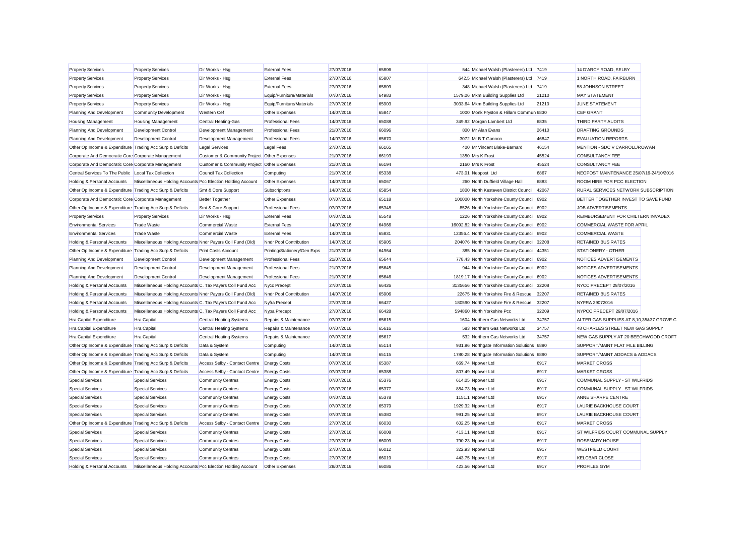| | | | | | | | | | |
|---|---|---|---|---|---|---|---|---|---|
| Property Services | Property Services | Dir Works - Hsg | External Fees | 27/07/2016 | 65806 | 544 | Michael Walsh (Plasterers) Ltd | 7419 | 14 D'ARCY ROAD, SELBY |
| Property Services | Property Services | Dir Works - Hsg | External Fees | 27/07/2016 | 65807 | 642.5 | Michael Walsh (Plasterers) Ltd | 7419 | 1 NORTH ROAD, FAIRBURN |
| Property Services | Property Services | Dir Works - Hsg | External Fees | 27/07/2016 | 65809 | 348 | Michael Walsh (Plasterers) Ltd | 7419 | 58 JOHNSON STREET |
| Property Services | Property Services | Dir Works - Hsg | Equip/Furniture/Materials | 07/07/2016 | 64983 | 1579.06 | Mkm Building Supplies Ltd | 21210 | MAY STATEMENT |
| Property Services | Property Services | Dir Works - Hsg | Equip/Furniture/Materials | 27/07/2016 | 65903 | 3033.64 | Mkm Building Supplies Ltd | 21210 | JUNE STATEMENT |
| Planning And Development | Community Development | Western Cef | Other Expenses | 14/07/2016 | 65847 | 1000 | Monk Fryston & Hillam Commun | 6830 | CEF GRANT |
| Housing Management | Housing Management | Central Heating-Gas | Professional Fees | 14/07/2016 | 65088 | 349.92 | Morgan Lambert Ltd | 6835 | THIRD PARTY AUDITS |
| Planning And Development | Development Control | Development Management | Professional Fees | 21/07/2016 | 66096 | 800 | Mr Alan Evans | 26410 | DRAFTING GROUNDS |
| Planning And Development | Development Control | Development Management | Professional Fees | 14/07/2016 | 65670 | 3072 | Mr B T Gannon | 46847 | EVALUATION REPORTS |
| Other Op Income & Expenditure | Trading Acc Surp & Deficits | Legal Services | Legal Fees | 27/07/2016 | 66165 | 400 | Mr Vincent Blake-Barnard | 46154 | MENTION - SDC V CARROLL/ROWAN |
| Corporate And Democratic Core | Corporate Management | Customer & Community Project | Other Expenses | 21/07/2016 | 66193 | 1350 | Mrs K Frost | 45524 | CONSULTANCY FEE |
| Corporate And Democratic Core | Corporate Management | Customer & Community Project | Other Expenses | 21/07/2016 | 66194 | 2160 | Mrs K Frost | 45524 | CONSULTANCY FEE |
| Central Services To The Public | Local Tax Collection | Council Tax Collection | Computing | 21/07/2016 | 65338 | 473.01 | Neopost Ltd | 6867 | NEOPOST MAINTENANCE 25/07/16-24/10/2016 |
| Holding & Personal Accounts | Miscellaneous Holding Accounts | Pcc Election Holding Account | Other Expenses | 14/07/2016 | 65067 | 260 | North Duffield Village Hall | 6883 | ROOM HIRE FOR PCC ELECTION |
| Other Op Income & Expenditure | Trading Acc Surp & Deficits | Smt & Core Support | Subscriptions | 14/07/2016 | 65854 | 1800 | North Kesteven District Council | 42067 | RURAL SERVICES NETWORK SUBSCRIPTION |
| Corporate And Democratic Core | Corporate Management | Better Together | Other Expenses | 07/07/2016 | 65118 | 100000 | North Yorkshire County Council | 6902 | BETTER TOGETHER INVEST TO SAVE FUND |
| Other Op Income & Expenditure | Trading Acc Surp & Deficits | Smt & Core Support | Professional Fees | 07/07/2016 | 65348 | 8526 | North Yorkshire County Council | 6902 | JOB ADVERTISEMENTS |
| Property Services | Property Services | Dir Works - Hsg | External Fees | 07/07/2016 | 65548 | 1226 | North Yorkshire County Council | 6902 | REIMBURSEMENT FOR CHILTERN INVADEX |
| Environmental Services | Trade Waste | Commercial Waste | External Fees | 14/07/2016 | 64966 | 16092.82 | North Yorkshire County Council | 6902 | COMMERCIAL WASTE FOR APRIL |
| Environmental Services | Trade Waste | Commercial Waste | External Fees | 14/07/2016 | 65831 | 12356.4 | North Yorkshire County Council | 6902 | COMMERCIAL WASTE |
| Holding & Personal Accounts | Miscellaneous Holding Accounts | Nndr Payers Coll Fund (Old) | Nndr Pool Contribution | 14/07/2016 | 65905 | 204076 | North Yorkshire County Council | 32208 | RETAINED BUS RATES |
| Other Op Income & Expenditure | Trading Acc Surp & Deficits | Print Costs Account | Printing/Stationery/Gen Exps | 21/07/2016 | 64964 | 385 | North Yorkshire County Council | 44351 | STATIONERY - OTHER |
| Planning And Development | Development Control | Development Management | Professional Fees | 21/07/2016 | 65644 | 778.43 | North Yorkshire County Council | 6902 | NOTICES ADVERTISEMENTS |
| Planning And Development | Development Control | Development Management | Professional Fees | 21/07/2016 | 65645 | 944 | North Yorkshire County Council | 6902 | NOTICES ADVERTISEMENTS |
| Planning And Development | Development Control | Development Management | Professional Fees | 21/07/2016 | 65646 | 1819.17 | North Yorkshire County Council | 6902 | NOTICES ADVERTISEMENTS |
| Holding & Personal Accounts | Miscellaneous Holding Accounts | C. Tax Payers Coll Fund Acc | Nycc Precept | 27/07/2016 | 66426 | 3135656 | North Yorkshire County Council | 32208 | NYCC PRECEPT 29/07/2016 |
| Holding & Personal Accounts | Miscellaneous Holding Accounts | Nndr Payers Coll Fund (Old) | Nndr Pool Contribution | 14/07/2016 | 65906 | 22675 | North Yorkshire Fire & Rescue | 32207 | RETAINED BUS RATES |
| Holding & Personal Accounts | Miscellaneous Holding Accounts | C. Tax Payers Coll Fund Acc | Nyfra Precept | 27/07/2016 | 66427 | 180590 | North Yorkshire Fire & Rescue | 32207 | NYFRA 29072016 |
| Holding & Personal Accounts | Miscellaneous Holding Accounts | C. Tax Payers Coll Fund Acc | Nypa Precept | 27/07/2016 | 66428 | 594860 | North Yorkshire Pcc | 32209 | NYPCC PRECEPT 29/07/2016 |
| Hra Capital Expenditure | Hra Capital | Central Heating Systems | Repairs & Maintenance | 07/07/2016 | 65615 | 1604 | Northern Gas Networks Ltd | 34757 | ALTER GAS SUPPLIES AT 8,10,35&37 GROVE C |
| Hra Capital Expenditure | Hra Capital | Central Heating Systems | Repairs & Maintenance | 07/07/2016 | 65616 | 583 | Northern Gas Networks Ltd | 34757 | 48 CHARLES STREET NEW GAS SUPPLY |
| Hra Capital Expenditure | Hra Capital | Central Heating Systems | Repairs & Maintenance | 07/07/2016 | 65617 | 532 | Northern Gas Networks Ltd | 34757 | NEW GAS SUPPLY AT 20 BEECHWOOD CROFT |
| Other Op Income & Expenditure | Trading Acc Surp & Deficits | Data & System | Computing | 14/07/2016 | 65114 | 931.96 | Northgate Information Solutions | 6890 | SUPPORT/MAINT FLAT FILE BILLING |
| Other Op Income & Expenditure | Trading Acc Surp & Deficits | Data & System | Computing | 14/07/2016 | 65115 | 1780.28 | Northgate Information Solutions | 6890 | SUPPORT/MAINT ADDACS & ADDACS |
| Other Op Income & Expenditure | Trading Acc Surp & Deficits | Access Selby - Contact Centre | Energy Costs | 07/07/2016 | 65387 | 669.74 | Npower Ltd | 6917 | MARKET CROSS |
| Other Op Income & Expenditure | Trading Acc Surp & Deficits | Access Selby - Contact Centre | Energy Costs | 07/07/2016 | 65388 | 807.49 | Npower Ltd | 6917 | MARKET CROSS |
| Special Services | Special Services | Community Centres | Energy Costs | 07/07/2016 | 65376 | 614.05 | Npower Ltd | 6917 | COMMUNAL SUPPLY - ST WILFRIDS |
| Special Services | Special Services | Community Centres | Energy Costs | 07/07/2016 | 65377 | 884.73 | Npower Ltd | 6917 | COMMUNAL SUPPLY - ST WILFRIDS |
| Special Services | Special Services | Community Centres | Energy Costs | 07/07/2016 | 65378 | 1151.1 | Npower Ltd | 6917 | ANNE SHARPE CENTRE |
| Special Services | Special Services | Community Centres | Energy Costs | 07/07/2016 | 65379 | 1929.32 | Npower Ltd | 6917 | LAURIE BACKHOUSE COURT |
| Special Services | Special Services | Community Centres | Energy Costs | 07/07/2016 | 65380 | 991.25 | Npower Ltd | 6917 | LAURIE BACKHOUSE COURT |
| Other Op Income & Expenditure | Trading Acc Surp & Deficits | Access Selby - Contact Centre | Energy Costs | 27/07/2016 | 66030 | 602.25 | Npower Ltd | 6917 | MARKET CROSS |
| Special Services | Special Services | Community Centres | Energy Costs | 27/07/2016 | 66008 | 413.11 | Npower Ltd | 6917 | ST WILFRIDS COURT COMMUNAL SUPPLY |
| Special Services | Special Services | Community Centres | Energy Costs | 27/07/2016 | 66009 | 790.23 | Npower Ltd | 6917 | ROSEMARY HOUSE |
| Special Services | Special Services | Community Centres | Energy Costs | 27/07/2016 | 66012 | 322.93 | Npower Ltd | 6917 | WESTFIELD COURT |
| Special Services | Special Services | Community Centres | Energy Costs | 27/07/2016 | 66019 | 443.75 | Npower Ltd | 6917 | KELCBAR CLOSE |
| Holding & Personal Accounts | Miscellaneous Holding Accounts | Pcc Election Holding Account | Other Expenses | 28/07/2016 | 66086 | 423.56 | Npower Ltd | 6917 | PROFILES GYM |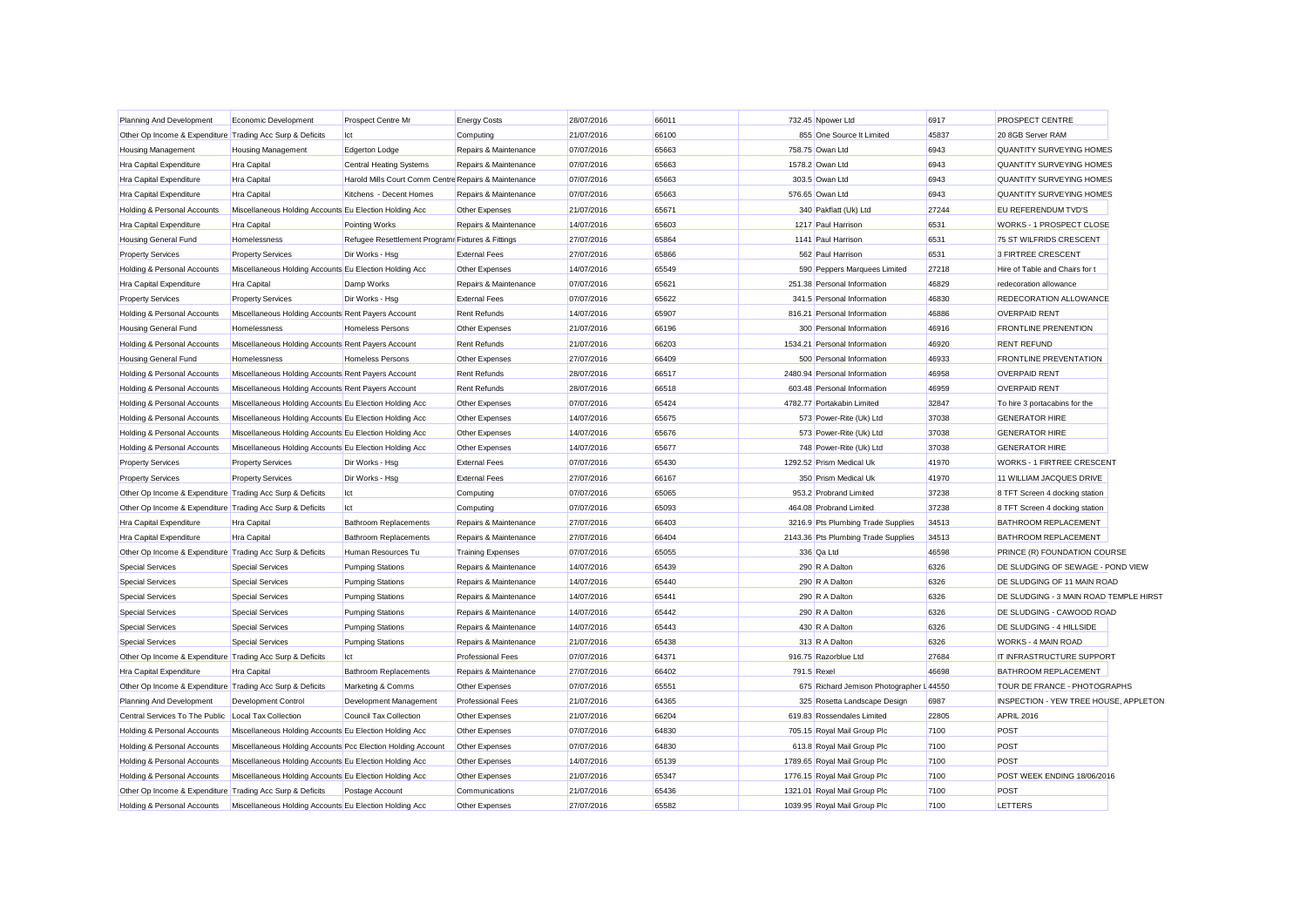| Planning And Development | Economic Development | Prospect Centre Mr | Energy Costs | 28/07/2016 | 66011 | 732.45 | Npower Ltd | 6917 | PROSPECT CENTRE |
|---|---|---|---|---|---|---|---|---|---|
| Other Op Income & Expenditure | Trading Acc Surp & Deficits | Ict | Computing | 21/07/2016 | 66100 | 855 | One Source It Limited | 45837 | 20 8GB Server RAM |
| Housing Management | Housing Management | Edgerton Lodge | Repairs & Maintenance | 07/07/2016 | 65663 | 758.75 | Owan Ltd | 6943 | QUANTITY SURVEYING HOMES |
| Hra Capital Expenditure | Hra Capital | Central Heating Systems | Repairs & Maintenance | 07/07/2016 | 65663 | 1578.2 | Owan Ltd | 6943 | QUANTITY SURVEYING HOMES |
| Hra Capital Expenditure | Hra Capital | Harold Mills Court Comm Centre | Repairs & Maintenance | 07/07/2016 | 65663 | 303.5 | Owan Ltd | 6943 | QUANTITY SURVEYING HOMES |
| Hra Capital Expenditure | Hra Capital | Kitchens - Decent Homes | Repairs & Maintenance | 07/07/2016 | 65663 | 576.65 | Owan Ltd | 6943 | QUANTITY SURVEYING HOMES |
| Holding & Personal Accounts | Miscellaneous Holding Accounts | Eu Election Holding Acc | Other Expenses | 21/07/2016 | 65671 | 340 | Pakflatt (Uk) Ltd | 27244 | EU REFERENDUM TVD'S |
| Hra Capital Expenditure | Hra Capital | Pointing Works | Repairs & Maintenance | 14/07/2016 | 65603 | 1217 | Paul Harrison | 6531 | WORKS - 1 PROSPECT CLOSE |
| Housing General Fund | Homelessness | Refugee Resettlement Programme | Fixtures & Fittings | 27/07/2016 | 65864 | 1141 | Paul Harrison | 6531 | 75 ST WILFRIDS CRESCENT |
| Property Services | Property Services | Dir Works - Hsg | External Fees | 27/07/2016 | 65866 | 562 | Paul Harrison | 6531 | 3 FIRTREE CRESCENT |
| Holding & Personal Accounts | Miscellaneous Holding Accounts | Eu Election Holding Acc | Other Expenses | 14/07/2016 | 65549 | 590 | Peppers Marquees Limited | 27218 | Hire of Table and Chairs for t |
| Hra Capital Expenditure | Hra Capital | Damp Works | Repairs & Maintenance | 07/07/2016 | 65621 | 251.38 | Personal Information | 46829 | redecoration allowance |
| Property Services | Property Services | Dir Works - Hsg | External Fees | 07/07/2016 | 65622 | 341.5 | Personal Information | 46830 | REDECORATION ALLOWANCE |
| Holding & Personal Accounts | Miscellaneous Holding Accounts | Rent Payers Account | Rent Refunds | 14/07/2016 | 65907 | 816.21 | Personal Information | 46886 | OVERPAID RENT |
| Housing General Fund | Homelessness | Homeless Persons | Other Expenses | 21/07/2016 | 66196 | 300 | Personal Information | 46916 | FRONTLINE PRENENTION |
| Holding & Personal Accounts | Miscellaneous Holding Accounts | Rent Payers Account | Rent Refunds | 21/07/2016 | 66203 | 1534.21 | Personal Information | 46920 | RENT REFUND |
| Housing General Fund | Homelessness | Homeless Persons | Other Expenses | 27/07/2016 | 66409 | 500 | Personal Information | 46933 | FRONTLINE PREVENTATION |
| Holding & Personal Accounts | Miscellaneous Holding Accounts | Rent Payers Account | Rent Refunds | 28/07/2016 | 66517 | 2480.94 | Personal Information | 46958 | OVERPAID RENT |
| Holding & Personal Accounts | Miscellaneous Holding Accounts | Rent Payers Account | Rent Refunds | 28/07/2016 | 66518 | 603.48 | Personal Information | 46959 | OVERPAID RENT |
| Holding & Personal Accounts | Miscellaneous Holding Accounts | Eu Election Holding Acc | Other Expenses | 07/07/2016 | 65424 | 4782.77 | Portakabin Limited | 32847 | To hire 3 portacabins for the |
| Holding & Personal Accounts | Miscellaneous Holding Accounts | Eu Election Holding Acc | Other Expenses | 14/07/2016 | 65675 | 573 | Power-Rite (Uk) Ltd | 37038 | GENERATOR HIRE |
| Holding & Personal Accounts | Miscellaneous Holding Accounts | Eu Election Holding Acc | Other Expenses | 14/07/2016 | 65676 | 573 | Power-Rite (Uk) Ltd | 37038 | GENERATOR HIRE |
| Holding & Personal Accounts | Miscellaneous Holding Accounts | Eu Election Holding Acc | Other Expenses | 14/07/2016 | 65677 | 748 | Power-Rite (Uk) Ltd | 37038 | GENERATOR HIRE |
| Property Services | Property Services | Dir Works - Hsg | External Fees | 07/07/2016 | 65430 | 1292.52 | Prism Medical Uk | 41970 | WORKS - 1 FIRTREE CRESCENT |
| Property Services | Property Services | Dir Works - Hsg | External Fees | 27/07/2016 | 66167 | 350 | Prism Medical Uk | 41970 | 11 WILLIAM JACQUES DRIVE |
| Other Op Income & Expenditure | Trading Acc Surp & Deficits | Ict | Computing | 07/07/2016 | 65065 | 953.2 | Probrand Limited | 37238 | 8 TFT Screen 4 docking station |
| Other Op Income & Expenditure | Trading Acc Surp & Deficits | Ict | Computing | 07/07/2016 | 65093 | 464.08 | Probrand Limited | 37238 | 8 TFT Screen 4 docking station |
| Hra Capital Expenditure | Hra Capital | Bathroom Replacements | Repairs & Maintenance | 27/07/2016 | 66403 | 3216.9 | Pts Plumbing Trade Supplies | 34513 | BATHROOM REPLACEMENT |
| Hra Capital Expenditure | Hra Capital | Bathroom Replacements | Repairs & Maintenance | 27/07/2016 | 66404 | 2143.36 | Pts Plumbing Trade Supplies | 34513 | BATHROOM REPLACEMENT |
| Other Op Income & Expenditure | Trading Acc Surp & Deficits | Human Resources Tu | Training Expenses | 07/07/2016 | 65055 | 336 | Qa Ltd | 46598 | PRINCE (R) FOUNDATION COURSE |
| Special Services | Special Services | Pumping Stations | Repairs & Maintenance | 14/07/2016 | 65439 | 290 | R A Dalton | 6326 | DE SLUDGING OF SEWAGE - POND VIEW |
| Special Services | Special Services | Pumping Stations | Repairs & Maintenance | 14/07/2016 | 65440 | 290 | R A Dalton | 6326 | DE SLUDGING OF 11 MAIN ROAD |
| Special Services | Special Services | Pumping Stations | Repairs & Maintenance | 14/07/2016 | 65441 | 290 | R A Dalton | 6326 | DE SLUDGING - 3 MAIN ROAD TEMPLE HIRST |
| Special Services | Special Services | Pumping Stations | Repairs & Maintenance | 14/07/2016 | 65442 | 290 | R A Dalton | 6326 | DE SLUDGING - CAWOOD ROAD |
| Special Services | Special Services | Pumping Stations | Repairs & Maintenance | 14/07/2016 | 65443 | 430 | R A Dalton | 6326 | DE SLUDGING - 4 HILLSIDE |
| Special Services | Special Services | Pumping Stations | Repairs & Maintenance | 21/07/2016 | 65438 | 313 | R A Dalton | 6326 | WORKS - 4 MAIN ROAD |
| Other Op Income & Expenditure | Trading Acc Surp & Deficits | Ict | Professional Fees | 07/07/2016 | 64371 | 916.75 | Razorblue Ltd | 27684 | IT INFRASTRUCTURE SUPPORT |
| Hra Capital Expenditure | Hra Capital | Bathroom Replacements | Repairs & Maintenance | 27/07/2016 | 66402 | 791.5 | Rexel | 46698 | BATHROOM REPLACEMENT |
| Other Op Income & Expenditure | Trading Acc Surp & Deficits | Marketing & Comms | Other Expenses | 07/07/2016 | 65551 | 675 | Richard Jemison Photographer L | 44550 | TOUR DE FRANCE - PHOTOGRAPHS |
| Planning And Development | Development Control | Development Management | Professional Fees | 21/07/2016 | 64365 | 325 | Rosetta Landscape Design | 6987 | INSPECTION - YEW TREE HOUSE, APPLETON |
| Central Services To The Public | Local Tax Collection | Council Tax Collection | Other Expenses | 21/07/2016 | 66204 | 619.83 | Rossendales Limited | 22805 | APRIL 2016 |
| Holding & Personal Accounts | Miscellaneous Holding Accounts | Eu Election Holding Acc | Other Expenses | 07/07/2016 | 64830 | 705.15 | Royal Mail Group Plc | 7100 | POST |
| Holding & Personal Accounts | Miscellaneous Holding Accounts | Pcc Election Holding Account | Other Expenses | 07/07/2016 | 64830 | 613.8 | Royal Mail Group Plc | 7100 | POST |
| Holding & Personal Accounts | Miscellaneous Holding Accounts | Eu Election Holding Acc | Other Expenses | 14/07/2016 | 65139 | 1789.65 | Royal Mail Group Plc | 7100 | POST |
| Holding & Personal Accounts | Miscellaneous Holding Accounts | Eu Election Holding Acc | Other Expenses | 21/07/2016 | 65347 | 1776.15 | Royal Mail Group Plc | 7100 | POST WEEK ENDING 18/06/2016 |
| Other Op Income & Expenditure | Trading Acc Surp & Deficits | Postage Account | Communications | 21/07/2016 | 65436 | 1321.01 | Royal Mail Group Plc | 7100 | POST |
| Holding & Personal Accounts | Miscellaneous Holding Accounts | Eu Election Holding Acc | Other Expenses | 27/07/2016 | 65582 | 1039.95 | Royal Mail Group Plc | 7100 | LETTERS |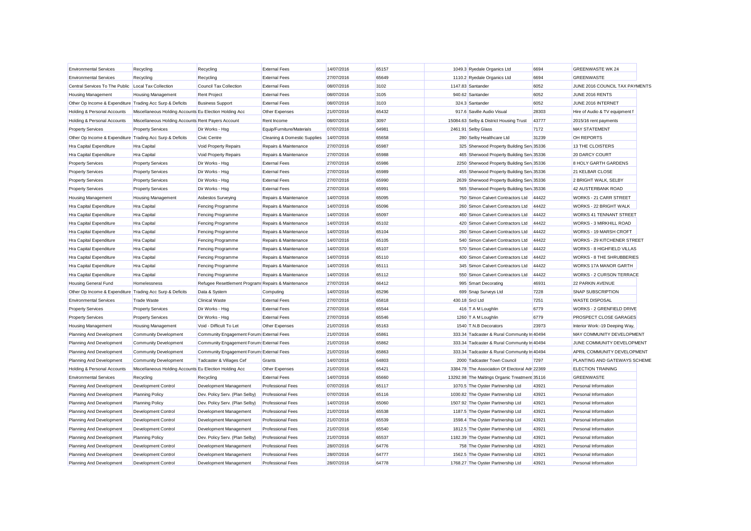| | | | | | | | | | |
|---|---|---|---|---|---|---|---|---|---|
| Environmental Services | Recycling | Recycling | External Fees | 14/07/2016 | 65157 | 1049.3 | Ryedale Organics Ltd | 6694 | GREENWASTE WK 24 |
| Environmental Services | Recycling | Recycling | External Fees | 27/07/2016 | 65649 | 1110.2 | Ryedale Organics Ltd | 6694 | GREENWASTE |
| Central Services To The Public | Local Tax Collection | Council Tax Collection | External Fees | 08/07/2016 | 3102 | 1147.83 | Santander | 6052 | JUNE 2016 COUNCIL TAX PAYMENTS |
| Housing Management | Housing Management | Rent Project | External Fees | 08/07/2016 | 3105 | 940.62 | Santander | 6052 | JUNE 2016 RENTS |
| Other Op Income & Expenditure | Trading Acc Surp & Deficits | Business Support | External Fees | 08/07/2016 | 3103 | 324.3 | Santander | 6052 | JUNE 2016 INTERNET |
| Holding & Personal Accounts | Miscellaneous Holding Accounts | Eu Election Holding Acc | Other Expenses | 21/07/2016 | 65432 | 917.6 | Saville Audio Visual | 28303 | Hire of Audio & TV equipment f |
| Holding & Personal Accounts | Miscellaneous Holding Accounts | Rent Payers Account | Rent Income | 08/07/2016 | 3097 | 15084.63 | Selby & District Housing Trust | 43777 | 2015/16 rent payments |
| Property Services | Property Services | Dir Works - Hsg | Equip/Furniture/Materials | 07/07/2016 | 64981 | 2461.91 | Selby Glass | 7172 | MAY STATEMENT |
| Other Op Income & Expenditure | Trading Acc Surp & Deficits | Civic Centre | Cleaning & Domestic Supplies | 14/07/2016 | 65658 | 280 | Selby Healthcare Ltd | 31239 | OH REPORTS |
| Hra Capital Expenditure | Hra Capital | Void Property Repairs | Repairs & Maintenance | 27/07/2016 | 65987 | 325 | Sherwood Property Building Serv | 35336 | 13 THE CLOISTERS |
| Hra Capital Expenditure | Hra Capital | Void Property Repairs | Repairs & Maintenance | 27/07/2016 | 65988 | 465 | Sherwood Property Building Serv | 35336 | 20 DARCY COURT |
| Property Services | Property Services | Dir Works - Hsg | External Fees | 27/07/2016 | 65986 | 2250 | Sherwood Property Building Serv | 35336 | 8 HOLY GARTH GARDENS |
| Property Services | Property Services | Dir Works - Hsg | External Fees | 27/07/2016 | 65989 | 455 | Sherwood Property Building Serv | 35336 | 21 KELBAR CLOSE |
| Property Services | Property Services | Dir Works - Hsg | External Fees | 27/07/2016 | 65990 | 2639 | Sherwood Property Building Serv | 35336 | 2 BRIGHT WALK, SELBY |
| Property Services | Property Services | Dir Works - Hsg | External Fees | 27/07/2016 | 65991 | 565 | Sherwood Property Building Serv | 35336 | 42 AUSTERBANK ROAD |
| Housing Management | Housing Management | Asbestos Surveying | Repairs & Maintenance | 14/07/2016 | 65095 | 750 | Simon Calvert Contractors Ltd | 44422 | WORKS - 21 CARR STREET |
| Hra Capital Expenditure | Hra Capital | Fencing Programme | Repairs & Maintenance | 14/07/2016 | 65096 | 260 | Simon Calvert Contractors Ltd | 44422 | WORKS - 22 BRIGHT WALK |
| Hra Capital Expenditure | Hra Capital | Fencing Programme | Repairs & Maintenance | 14/07/2016 | 65097 | 460 | Simon Calvert Contractors Ltd | 44422 | WORKS 41 TENNANT STREET |
| Hra Capital Expenditure | Hra Capital | Fencing Programme | Repairs & Maintenance | 14/07/2016 | 65102 | 420 | Simon Calvert Contractors Ltd | 44422 | WORKS - 3 MIRKHILL ROAD |
| Hra Capital Expenditure | Hra Capital | Fencing Programme | Repairs & Maintenance | 14/07/2016 | 65104 | 260 | Simon Calvert Contractors Ltd | 44422 | WORKS - 19 MARSH CROFT |
| Hra Capital Expenditure | Hra Capital | Fencing Programme | Repairs & Maintenance | 14/07/2016 | 65105 | 540 | Simon Calvert Contractors Ltd | 44422 | WORKS - 29 KITCHENER STREET |
| Hra Capital Expenditure | Hra Capital | Fencing Programme | Repairs & Maintenance | 14/07/2016 | 65107 | 570 | Simon Calvert Contractors Ltd | 44422 | WORKS - 8 HIGHFIELD VILLAS |
| Hra Capital Expenditure | Hra Capital | Fencing Programme | Repairs & Maintenance | 14/07/2016 | 65110 | 400 | Simon Calvert Contractors Ltd | 44422 | WORKS - 8 THE SHRUBBERIES |
| Hra Capital Expenditure | Hra Capital | Fencing Programme | Repairs & Maintenance | 14/07/2016 | 65111 | 345 | Simon Calvert Contractors Ltd | 44422 | WORKS 17A MANOR GARTH |
| Hra Capital Expenditure | Hra Capital | Fencing Programme | Repairs & Maintenance | 14/07/2016 | 65112 | 550 | Simon Calvert Contractors Ltd | 44422 | WORKS - 2 CURSON TERRACE |
| Housing General Fund | Homelessness | Refugee Resettlement Programme | Repairs & Maintenance | 27/07/2016 | 66412 | 995 | Smart Decorating | 46931 | 22 PARKIN AVENUE |
| Other Op Income & Expenditure | Trading Acc Surp & Deficits | Data & System | Computing | 14/07/2016 | 65296 | 699 | Snap Surveys Ltd | 7228 | SNAP SUBSCRIPTION |
| Environmental Services | Trade Waste | Clinical Waste | External Fees | 27/07/2016 | 65818 | 430.18 | Srcl Ltd | 7251 | WASTE DISPOSAL |
| Property Services | Property Services | Dir Works - Hsg | External Fees | 27/07/2016 | 65544 | 416 | T A M Loughlin | 6779 | WORKS - 2 GRENFIELD DRIVE |
| Property Services | Property Services | Dir Works - Hsg | External Fees | 27/07/2016 | 65546 | 1260 | T A M Loughlin | 6779 | PROSPECT CLOSE GARAGES |
| Housing Management | Housing Management | Void - Difficult To Let | Other Expenses | 21/07/2016 | 65163 | 1540 | T.N.B Decorators | 23973 | Interior Work:-19 Deeping Way, |
| Planning And Development | Community Development | Community Engagement Forums | External Fees | 21/07/2016 | 65861 | 333.34 | Tadcaster & Rural Community In | 40494 | MAY COMMUNITY DEVELOPMENT |
| Planning And Development | Community Development | Community Engagement Forums | External Fees | 21/07/2016 | 65862 | 333.34 | Tadcaster & Rural Community In | 40494 | JUNE COMMUNITY DEVELOPMENT |
| Planning And Development | Community Development | Community Engagement Forums | External Fees | 21/07/2016 | 65863 | 333.34 | Tadcaster & Rural Community In | 40494 | APRIL COMMUNITY DEVELOPMENT |
| Planning And Development | Community Development | Tadcaster & Villages Cef | Grants | 14/07/2016 | 64803 | 2000 | Tadcaster Town Council | 7297 | PLANTING AND GATEWAYS SCHEME |
| Holding & Personal Accounts | Miscellaneous Holding Accounts | Eu Election Holding Acc | Other Expenses | 21/07/2016 | 65421 | 3384.78 | The Association Of Electoral Adr | 22369 | ELECTION TRAINING |
| Environmental Services | Recycling | Recycling | External Fees | 14/07/2016 | 65660 | 13292.98 | The Maltings Organic Treatment | 35116 | GREENWASTE |
| Planning And Development | Development Control | Development Management | Professional Fees | 07/07/2016 | 65117 | 1070.5 | The Oyster Partnership Ltd | 43921 | Personal Information |
| Planning And Development | Planning Policy | Dev. Policy Serv. (Plan Selby) | Professional Fees | 07/07/2016 | 65116 | 1030.82 | The Oyster Partnership Ltd | 43921 | Personal Information |
| Planning And Development | Planning Policy | Dev. Policy Serv. (Plan Selby) | Professional Fees | 14/07/2016 | 65060 | 1507.92 | The Oyster Partnership Ltd | 43921 | Personal Information |
| Planning And Development | Development Control | Development Management | Professional Fees | 21/07/2016 | 65538 | 1187.5 | The Oyster Partnership Ltd | 43921 | Personal Information |
| Planning And Development | Development Control | Development Management | Professional Fees | 21/07/2016 | 65539 | 1598.4 | The Oyster Partnership Ltd | 43921 | Personal Information |
| Planning And Development | Development Control | Development Management | Professional Fees | 21/07/2016 | 65540 | 1812.5 | The Oyster Partnership Ltd | 43921 | Personal Information |
| Planning And Development | Planning Policy | Dev. Policy Serv. (Plan Selby) | Professional Fees | 21/07/2016 | 65537 | 1182.39 | The Oyster Partnership Ltd | 43921 | Personal Information |
| Planning And Development | Development Control | Development Management | Professional Fees | 28/07/2016 | 64776 | 758 | The Oyster Partnership Ltd | 43921 | Personal Information |
| Planning And Development | Development Control | Development Management | Professional Fees | 28/07/2016 | 64777 | 1562.5 | The Oyster Partnership Ltd | 43921 | Personal Information |
| Planning And Development | Development Control | Development Management | Professional Fees | 28/07/2016 | 64778 | 1768.27 | The Oyster Partnership Ltd | 43921 | Personal Information |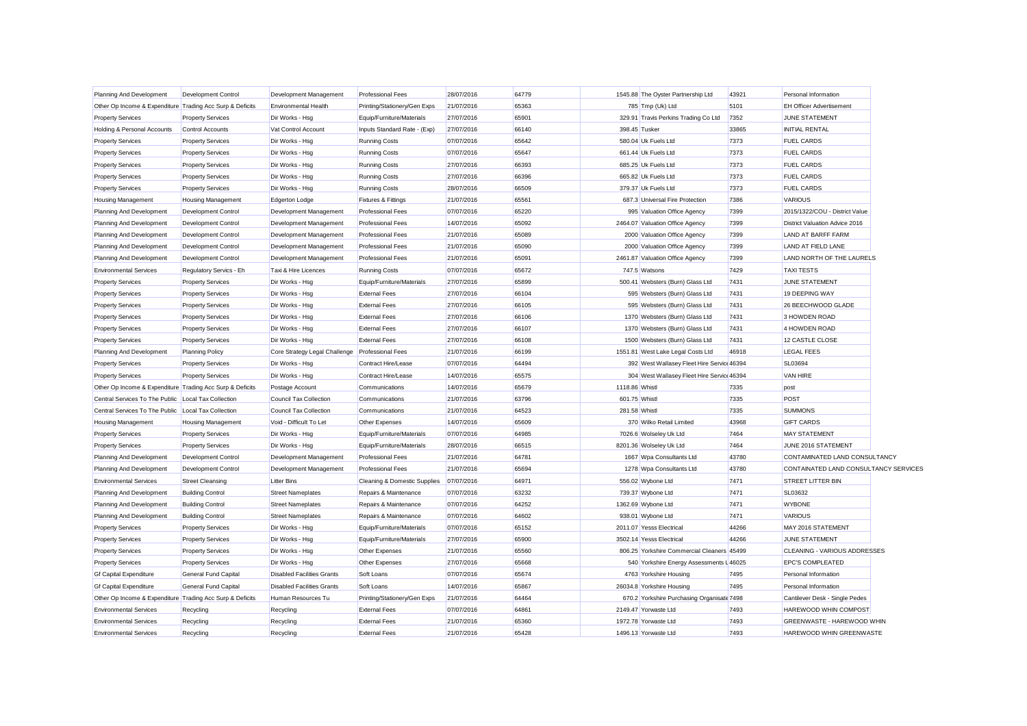| | | | | | | | | | |
|---|---|---|---|---|---|---|---|---|---|
| Planning And Development | Development Control | Development Management | Professional Fees | 28/07/2016 | 64779 | 1545.88 | The Oyster Partnership Ltd | 43921 | Personal Information |
| Other Op Income & Expenditure | Trading Acc Surp & Deficits | Environmental Health | Printing/Stationery/Gen Exps | 21/07/2016 | 65363 | 785 | Tmp (Uk) Ltd | 5101 | EH Officer Advertisement |
| Property Services | Property Services | Dir Works - Hsg | Equip/Furniture/Materials | 27/07/2016 | 65901 | 329.91 | Travis Perkins Trading Co Ltd | 7352 | JUNE STATEMENT |
| Holding & Personal Accounts | Control Accounts | Vat Control Account | Inputs Standard Rate - (Exp) | 27/07/2016 | 66140 | 398.45 | Tusker | 33865 | INITIAL RENTAL |
| Property Services | Property Services | Dir Works - Hsg | Running Costs | 07/07/2016 | 65642 | 580.04 | Uk Fuels Ltd | 7373 | FUEL CARDS |
| Property Services | Property Services | Dir Works - Hsg | Running Costs | 07/07/2016 | 65647 | 661.44 | Uk Fuels Ltd | 7373 | FUEL CARDS |
| Property Services | Property Services | Dir Works - Hsg | Running Costs | 27/07/2016 | 66393 | 685.25 | Uk Fuels Ltd | 7373 | FUEL CARDS |
| Property Services | Property Services | Dir Works - Hsg | Running Costs | 27/07/2016 | 66396 | 665.82 | Uk Fuels Ltd | 7373 | FUEL CARDS |
| Property Services | Property Services | Dir Works - Hsg | Running Costs | 28/07/2016 | 66509 | 379.37 | Uk Fuels Ltd | 7373 | FUEL CARDS |
| Housing Management | Housing Management | Edgerton Lodge | Fixtures & Fittings | 21/07/2016 | 65561 | 687.3 | Universal Fire Protection | 7386 | VARIOUS |
| Planning And Development | Development Control | Development Management | Professional Fees | 07/07/2016 | 65220 | 995 | Valuation Office Agency | 7399 | 2015/1322/COU - District Value |
| Planning And Development | Development Control | Development Management | Professional Fees | 14/07/2016 | 65092 | 2464.07 | Valuation Office Agency | 7399 | District Valuation Advice 2016 |
| Planning And Development | Development Control | Development Management | Professional Fees | 21/07/2016 | 65089 | 2000 | Valuation Office Agency | 7399 | LAND AT BARFF FARM |
| Planning And Development | Development Control | Development Management | Professional Fees | 21/07/2016 | 65090 | 2000 | Valuation Office Agency | 7399 | LAND AT FIELD LANE |
| Planning And Development | Development Control | Development Management | Professional Fees | 21/07/2016 | 65091 | 2461.87 | Valuation Office Agency | 7399 | LAND NORTH OF THE LAURELS |
| Environmental Services | Regulatory Servics - Eh | Taxi & Hire Licences | Running Costs | 07/07/2016 | 65672 | 747.5 | Watsons | 7429 | TAXI TESTS |
| Property Services | Property Services | Dir Works - Hsg | Equip/Furniture/Materials | 27/07/2016 | 65899 | 500.41 | Websters (Burn) Glass Ltd | 7431 | JUNE STATEMENT |
| Property Services | Property Services | Dir Works - Hsg | External Fees | 27/07/2016 | 66104 | 595 | Websters (Burn) Glass Ltd | 7431 | 19 DEEPING WAY |
| Property Services | Property Services | Dir Works - Hsg | External Fees | 27/07/2016 | 66105 | 595 | Websters (Burn) Glass Ltd | 7431 | 26 BEECHWOOD GLADE |
| Property Services | Property Services | Dir Works - Hsg | External Fees | 27/07/2016 | 66106 | 1370 | Websters (Burn) Glass Ltd | 7431 | 3 HOWDEN ROAD |
| Property Services | Property Services | Dir Works - Hsg | External Fees | 27/07/2016 | 66107 | 1370 | Websters (Burn) Glass Ltd | 7431 | 4 HOWDEN ROAD |
| Property Services | Property Services | Dir Works - Hsg | External Fees | 27/07/2016 | 66108 | 1500 | Websters (Burn) Glass Ltd | 7431 | 12 CASTLE CLOSE |
| Planning And Development | Planning Policy | Core Strategy Legal Challenge | Professional Fees | 21/07/2016 | 66199 | 1551.81 | West Lake Legal Costs Ltd | 46918 | LEGAL FEES |
| Property Services | Property Services | Dir Works - Hsg | Contract Hire/Lease | 07/07/2016 | 64494 | 392 | West Wallasey Fleet Hire Servic | 46394 | SL03694 |
| Property Services | Property Services | Dir Works - Hsg | Contract Hire/Lease | 14/07/2016 | 65575 | 304 | West Wallasey Fleet Hire Servic | 46394 | VAN HIRE |
| Other Op Income & Expenditure | Trading Acc Surp & Deficits | Postage Account | Communications | 14/07/2016 | 65679 | 1118.86 | Whistl | 7335 | post |
| Central Services To The Public | Local Tax Collection | Council Tax Collection | Communications | 21/07/2016 | 63796 | 601.75 | Whistl | 7335 | POST |
| Central Services To The Public | Local Tax Collection | Council Tax Collection | Communications | 21/07/2016 | 64523 | 281.58 | Whistl | 7335 | SUMMONS |
| Housing Management | Housing Management | Void - Difficult To Let | Other Expenses | 14/07/2016 | 65609 | 370 | Wilko Retail Limited | 43968 | GIFT CARDS |
| Property Services | Property Services | Dir Works - Hsg | Equip/Furniture/Materials | 07/07/2016 | 64985 | 7026.6 | Wolseley Uk Ltd | 7464 | MAY STATEMENT |
| Property Services | Property Services | Dir Works - Hsg | Equip/Furniture/Materials | 28/07/2016 | 66515 | 8201.36 | Wolseley Uk Ltd | 7464 | JUNE 2016 STATEMENT |
| Planning And Development | Development Control | Development Management | Professional Fees | 21/07/2016 | 64781 | 1667 | Wpa Consultants Ltd | 43780 | CONTAMINATED LAND CONSULTANCY |
| Planning And Development | Development Control | Development Management | Professional Fees | 21/07/2016 | 65694 | 1278 | Wpa Consultants Ltd | 43780 | CONTAINATED LAND CONSULTANCY SERVICES |
| Environmental Services | Street Cleansing | Litter Bins | Cleaning & Domestic Supplies | 07/07/2016 | 64971 | 556.02 | Wybone Ltd | 7471 | STREET LITTER BIN |
| Planning And Development | Building Control | Street Nameplates | Repairs & Maintenance | 07/07/2016 | 63232 | 739.37 | Wybone Ltd | 7471 | SL03632 |
| Planning And Development | Building Control | Street Nameplates | Repairs & Maintenance | 07/07/2016 | 64252 | 1362.69 | Wybone Ltd | 7471 | WYBONE |
| Planning And Development | Building Control | Street Nameplates | Repairs & Maintenance | 07/07/2016 | 64602 | 938.01 | Wybone Ltd | 7471 | VARIOUS |
| Property Services | Property Services | Dir Works - Hsg | Equip/Furniture/Materials | 07/07/2016 | 65152 | 2011.07 | Yesss Electrical | 44266 | MAY 2016 STATEMENT |
| Property Services | Property Services | Dir Works - Hsg | Equip/Furniture/Materials | 27/07/2016 | 65900 | 3502.14 | Yesss Electrical | 44266 | JUNE STATEMENT |
| Property Services | Property Services | Dir Works - Hsg | Other Expenses | 21/07/2016 | 65560 | 806.25 | Yorkshire Commercial Cleaners | 45499 | CLEANING - VARIOUS ADDRESSES |
| Property Services | Property Services | Dir Works - Hsg | Other Expenses | 27/07/2016 | 65668 | 540 | Yorkshire Energy Assessments L | 46025 | EPC'S COMPLEATED |
| Gf Capital Expenditure | General Fund Capital | Disabled Facilities Grants | Soft Loans | 07/07/2016 | 65674 | 4763 | Yorkshire Housing | 7495 | Personal Information |
| Gf Capital Expenditure | General Fund Capital | Disabled Facilities Grants | Soft Loans | 14/07/2016 | 65867 | 26034.8 | Yorkshire Housing | 7495 | Personal Information |
| Other Op Income & Expenditure | Trading Acc Surp & Deficits | Human Resources Tu | Printing/Stationery/Gen Exps | 21/07/2016 | 64464 | 670.2 | Yorkshire Purchasing Organisati | 7498 | Cantilever Desk - Single Pedes |
| Environmental Services | Recycling | Recycling | External Fees | 07/07/2016 | 64861 | 2149.47 | Yorwaste Ltd | 7493 | HAREWOOD WHIN COMPOST |
| Environmental Services | Recycling | Recycling | External Fees | 21/07/2016 | 65360 | 1972.78 | Yorwaste Ltd | 7493 | GREENWASTE - HAREWOOD WHIN |
| Environmental Services | Recycling | Recycling | External Fees | 21/07/2016 | 65428 | 1496.13 | Yorwaste Ltd | 7493 | HAREWOOD WHIN GREENWASTE |